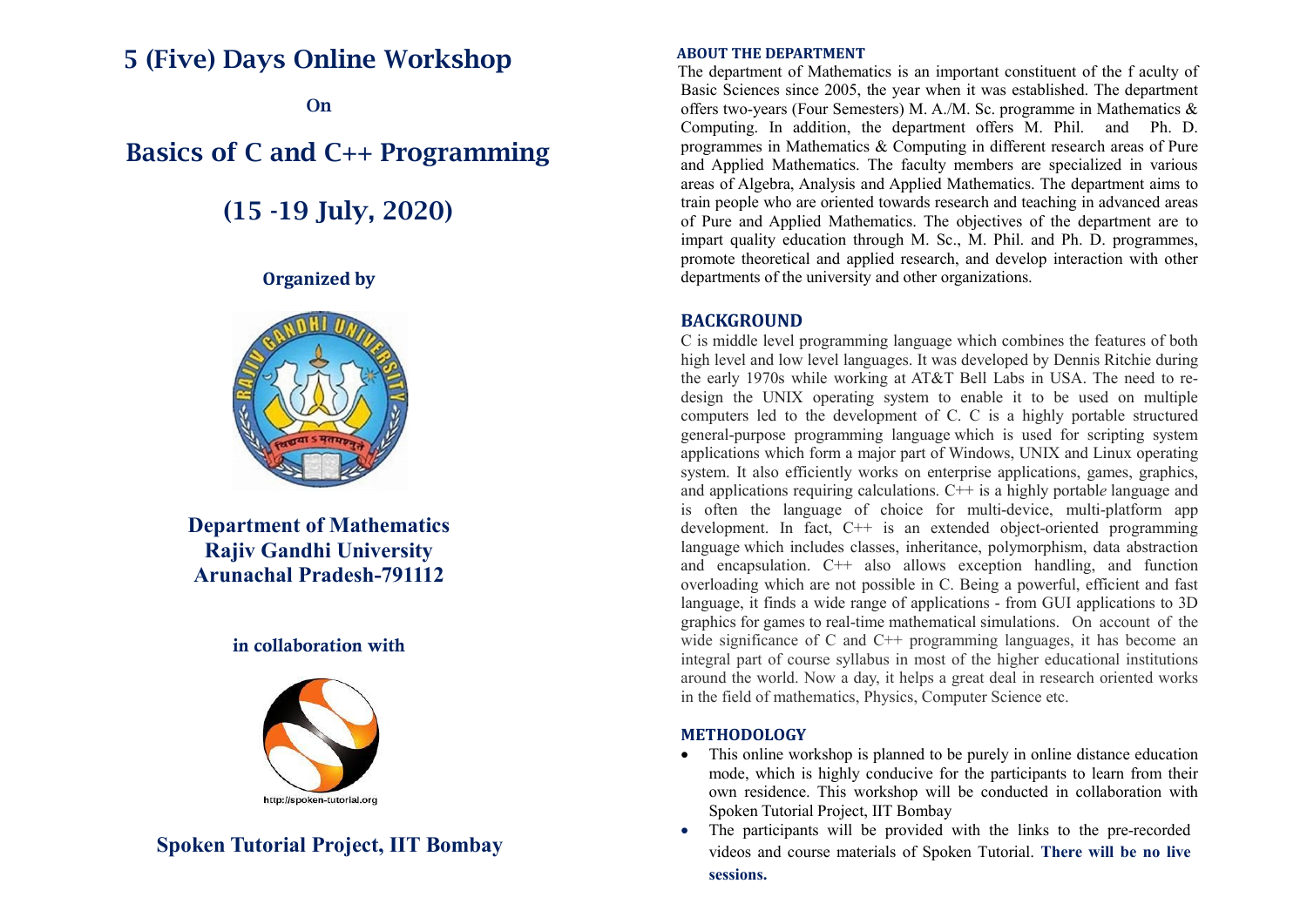# 5 (Five) Days Online Workshop

On

# Basics of C and C++ Programming

## (15 -19 July, 2020)

**Organized by**

**Department of Mathematics**
**Rajiv Gandhi University**
**Arunachal Pradesh-791112**

**in collaboration with**

http://spoken-tutorial.org

**Spoken Tutorial Project, IIT Bombay**

### ABOUT THE DEPARTMENT

The department of Mathematics is an important constituent of the f aculty of Basic Sciences since 2005, the year when it was established. The department offers two-years (Four Semesters) M. A./M. Sc. programme in Mathematics & Computing. In addition, the department offers M. Phil. and Ph. D. programmes in Mathematics & Computing in different research areas of Pure and Applied Mathematics. The faculty members are specialized in various areas of Algebra, Analysis and Applied Mathematics. The department aims to train people who are oriented towards research and teaching in advanced areas of Pure and Applied Mathematics. The objectives of the department are to impart quality education through M. Sc., M. Phil. and Ph. D. programmes, promote theoretical and applied research, and develop interaction with other departments of the university and other organizations.

### BACKGROUND

C is middle level programming language which combines the features of both high level and low level languages. It was developed by Dennis Ritchie during the early 1970s while working at AT&T Bell Labs in USA. The need to re-design the UNIX operating system to enable it to be used on multiple computers led to the development of C. C is a highly portable structured general-purpose programming language which is used for scripting system applications which form a major part of Windows, UNIX and Linux operating system. It also efficiently works on enterprise applications, games, graphics, and applications requiring calculations. C++ is a highly portable language and is often the language of choice for multi-device, multi-platform app development. In fact, C++ is an extended object-oriented programming language which includes classes, inheritance, polymorphism, data abstraction and encapsulation. C++ also allows exception handling, and function overloading which are not possible in C. Being a powerful, efficient and fast language, it finds a wide range of applications - from GUI applications to 3D graphics for games to real-time mathematical simulations. On account of the wide significance of C and C++ programming languages, it has become an integral part of course syllabus in most of the higher educational institutions around the world. Now a day, it helps a great deal in research oriented works in the field of mathematics, Physics, Computer Science etc.

### METHODOLOGY

- This online workshop is planned to be purely in online distance education mode, which is highly conducive for the participants to learn from their own residence. This workshop will be conducted in collaboration with Spoken Tutorial Project, IIT Bombay
- The participants will be provided with the links to the pre-recorded videos and course materials of Spoken Tutorial. **There will be no live sessions.**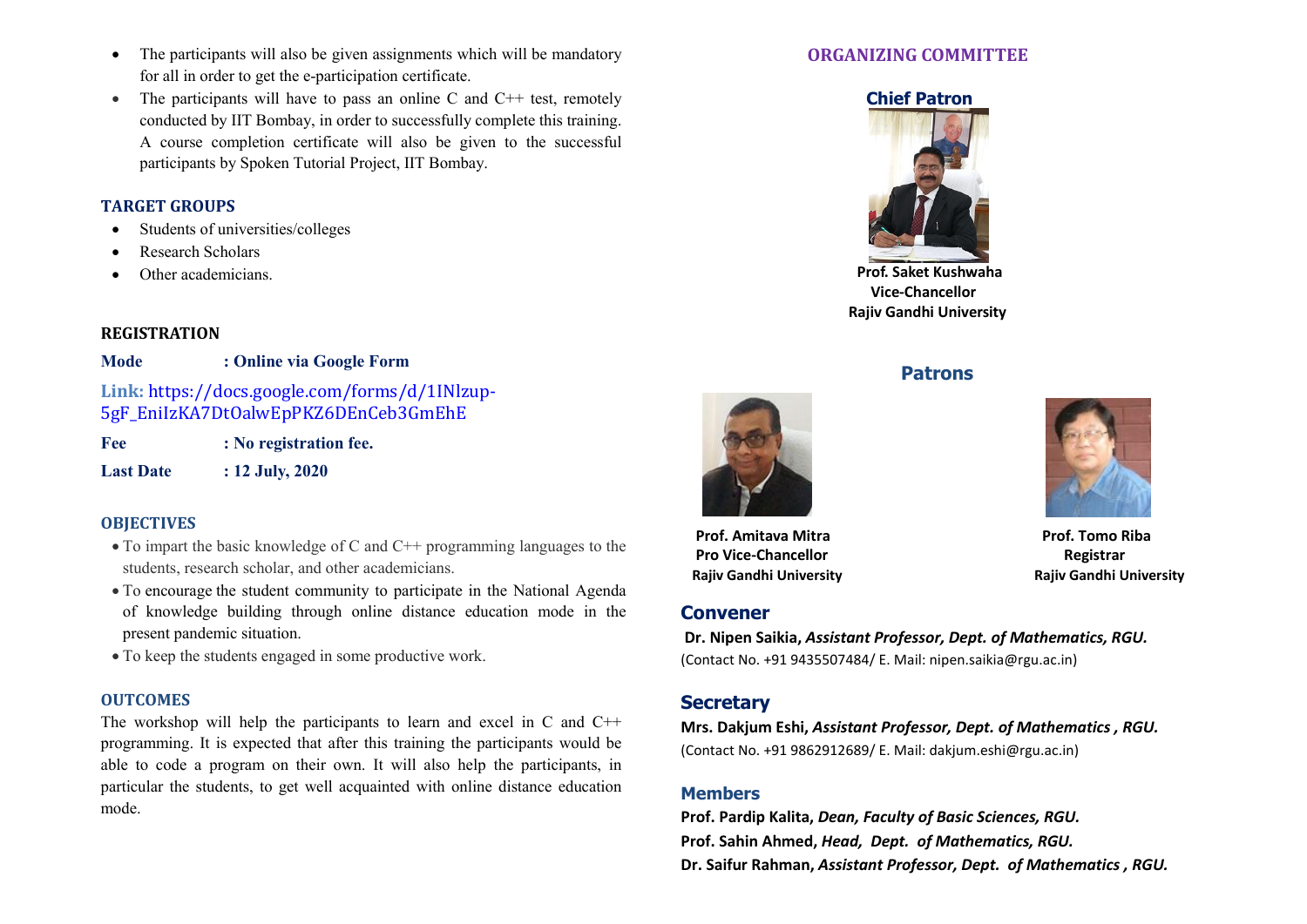- The participants will also be given assignments which will be mandatory for all in order to get the e-participation certificate.
- The participants will have to pass an online C and C++ test, remotely conducted by IIT Bombay, in order to successfully complete this training. A course completion certificate will also be given to the successful participants by Spoken Tutorial Project, IIT Bombay.

## TARGET GROUPS

- Students of universities/colleges
- Research Scholars
- Other academicians.

## REGISTRATION

**Mode** : **Online via Google Form**

**Link:** https://docs.google.com/forms/d/1INlzup-5gF_EnilzKA7DtOalwEpPKZ6DEnCeb3GmEhE

**Fee** : **No registration fee.**

**Last Date** : **12 July, 2020**

## OBJECTIVES

- To impart the basic knowledge of C and C++ programming languages to the students, research scholar, and other academicians.
- To encourage the student community to participate in the National Agenda of knowledge building through online distance education mode in the present pandemic situation.
- To keep the students engaged in some productive work.

## OUTCOMES

The workshop will help the participants to learn and excel in C and C++ programming. It is expected that after this training the participants would be able to code a program on their own. It will also help the participants, in particular the students, to get well acquainted with online distance education mode.

## ORGANIZING COMMITTEE

### Chief Patron

**Prof. Saket Kushwaha**
**Vice-Chancellor**
**Rajiv Gandhi University**

### Patrons

**Prof. Amitava Mitra**
**Pro Vice-Chancellor**
**Rajiv Gandhi University**

**Prof. Tomo Riba**
**Registrar**
**Rajiv Gandhi University**

### Convener

**Dr. Nipen Saikia,** ***Assistant Professor, Dept. of Mathematics, RGU.***
(Contact No. +91 9435507484/ E. Mail: nipen.saikia@rgu.ac.in)

### Secretary

**Mrs. Dakjum Eshi,** ***Assistant Professor, Dept. of Mathematics , RGU.***
(Contact No. +91 9862912689/ E. Mail: dakjum.eshi@rgu.ac.in)

### Members

**Prof. Pardip Kalita,** ***Dean, Faculty of Basic Sciences, RGU.***
**Prof. Sahin Ahmed,** ***Head, Dept. of Mathematics, RGU.***
**Dr. Saifur Rahman,** ***Assistant Professor, Dept. of Mathematics , RGU.***